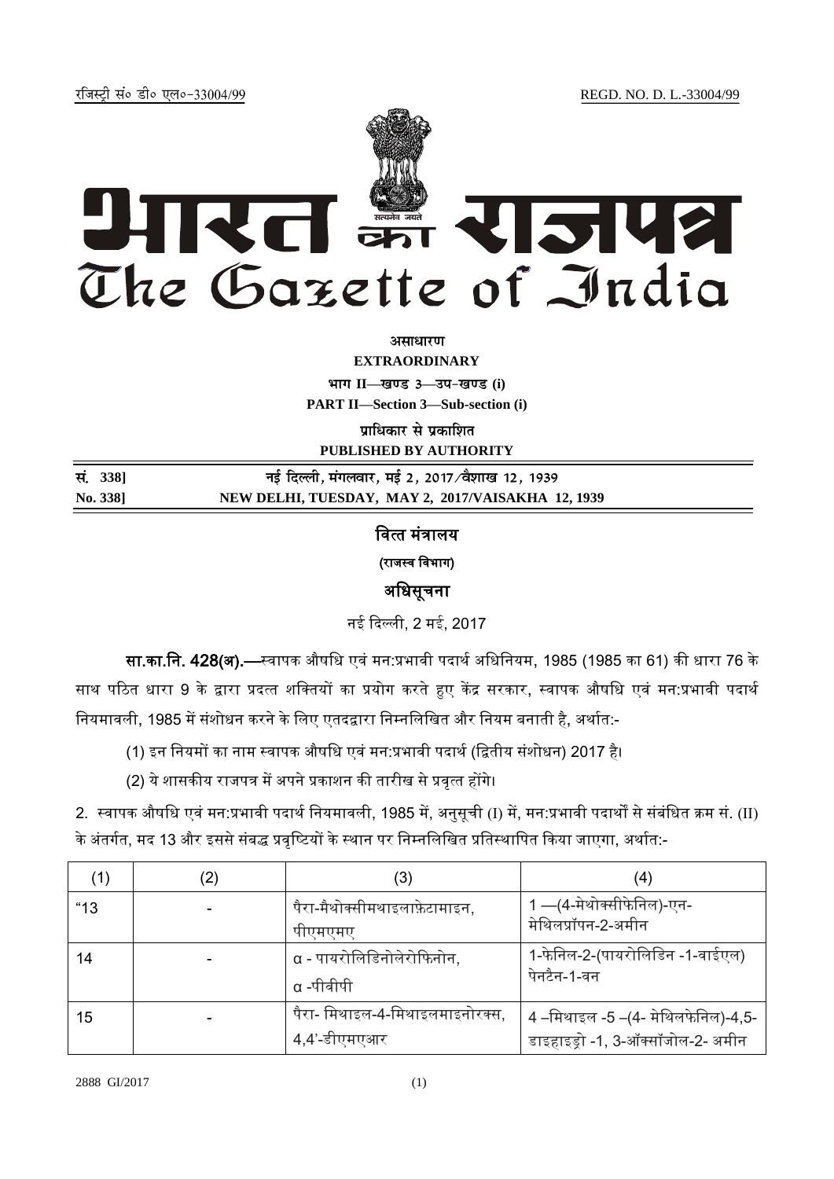रजिस्ट्री सं० डी० एल०-33004/99 REGD. NO. D. L.-33004/99

# भारत का राजपत्र
# The Gazette of India

**असाधारण**

**EXTRAORDINARY**

**भाग II—खण्ड 3—उप-खण्ड (i)**

**PART II—Section 3—Sub-section (i)**

**प्राधिकार से प्रकाशित**

**PUBLISHED BY AUTHORITY**

| | |
|---|---|
| **सं. 338]** | **नई दिल्ली, मंगलवार, मई 2, 2017/वैशाख 12, 1939** |
| **No. 338]** | **NEW DELHI, TUESDAY, MAY 2, 2017/VAISAKHA 12, 1939** |

## वित्त मंत्रालय

### (राजस्व विभाग)

## अधिसूचना

नई दिल्ली, 2 मई, 2017

**सा.का.नि. 428(अ).**—स्वापक औषधि एवं मन:प्रभावी पदार्थ अधिनियम, 1985 (1985 का 61) की धारा 76 के साथ पठित धारा 9 के द्वारा प्रदत्त शक्तियों का प्रयोग करते हुए केंद्र सरकार, स्वापक औषधि एवं मन:प्रभावी पदार्थ नियमावली, 1985 में संशोधन करने के लिए एतदद्वारा निम्नलिखित और नियम बनाती है, अर्थात:-

(1) इन नियमों का नाम स्वापक औषधि एवं मन:प्रभावी पदार्थ (द्वितीय संशोधन) 2017 है।

(2) ये शासकीय राजपत्र में अपने प्रकाशन की तारीख से प्रवृत्त होंगे।

2. स्वापक औषधि एवं मन:प्रभावी पदार्थ नियमावली, 1985 में, अनुसूची (I) में, मन:प्रभावी पदार्थों से संबंधित क्रम सं. (II) के अंतर्गत, मद 13 और इससे संबद्ध प्रवृष्टियों के स्थान पर निम्नलिखित प्रतिस्थापित किया जाएगा, अर्थात:-

| (1) | (2) | (3) | (4) |
|---|---|---|---|
| "13 | - | पैरा-मैथोक्सीमथाइलाफ़ेटामाइन, पीएमएमए | 1 —(4-मेथोक्सीफेनिल)-एन-मेथिलप्रॉपन-2-अमीन |
| 14 | - | α - पायरोलिडिनोलेरोफिनोन, α -पीवीपी | 1-फेनिल-2-(पायरोलिडिन -1-वाईएल) पेनटैन-1-वन |
| 15 | - | पैरा- मिथाइल-4-मिथाइलमाइनोरक्स, 4,4'-डीएमएआर | 4 –मिथाइल -5 –(4- मेथिलफेनिल)-4,5-डाइहाइड्रो -1, 3-ऑक्सॉजोल-2- अमीन |

2888 GI/2017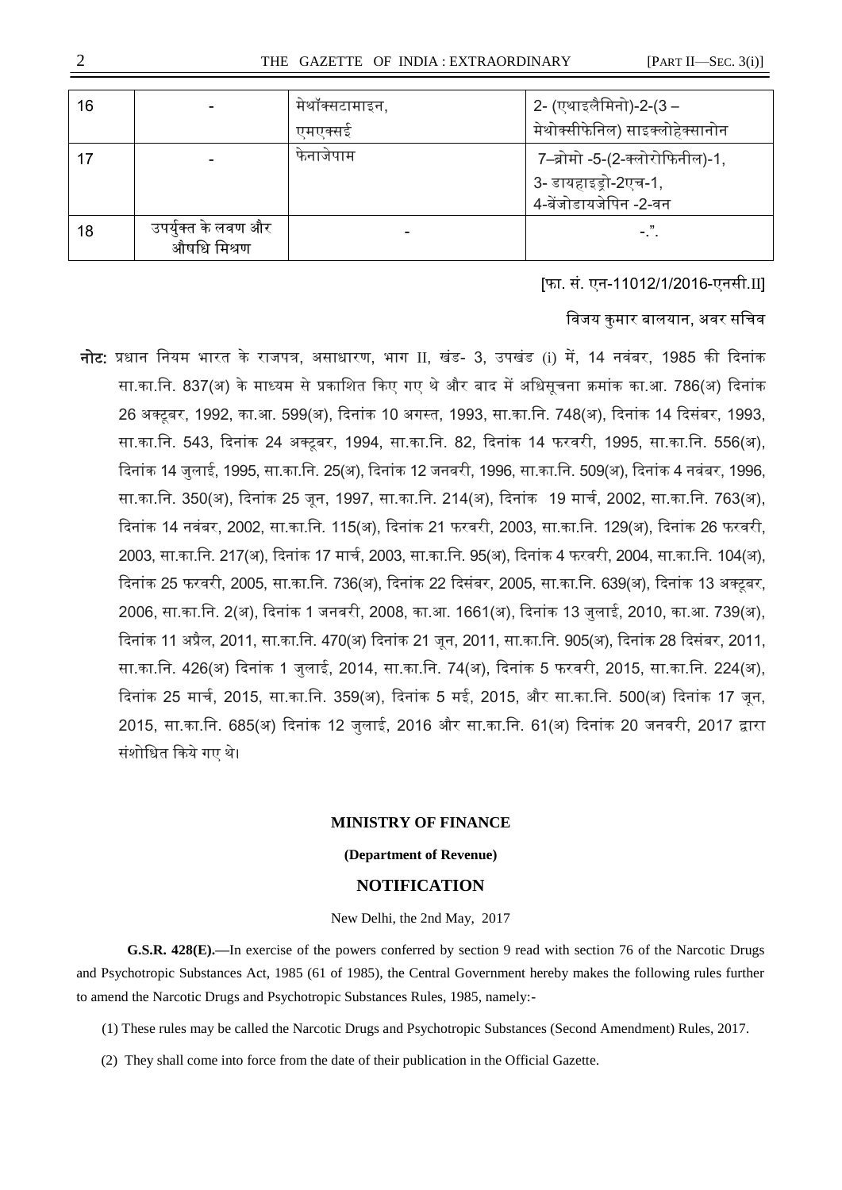| 16 | - | मेथॉक्सटामाइन, एमएक्सई | 2- (एथाइलैमिनो)-2-(3 – मेथोक्सीफेनिल) साइक्लोहेक्सानोन |
|---|---|---|---|
| 17 | - | फेनाजेपाम | 7–ब्रोमो -5-(2-क्लोरोफिनील)-1, 3- डायहाइड्रो-2एच-1, 4-बेंजोडायजेपिन -2-वन |
| 18 | उपर्युक्त के लवण और औषधि मिश्रण | - | -.". |

[फा. सं. एन-11012/1/2016-एनसी.II]

विजय कुमार बालयान, अवर सचिव

**नोट:** प्रधान नियम भारत के राजपत्र, असाधारण, भाग II, खंड- 3, उपखंड (i) में, 14 नवंबर, 1985 की दिनांक सा.का.नि. 837(अ) के माध्यम से प्रकाशित किए गए थे और बाद में अधिसूचना क्रमांक का.आ. 786(अ) दिनांक 26 अक्टूबर, 1992, का.आ. 599(अ), दिनांक 10 अगस्त, 1993, सा.का.नि. 748(अ), दिनांक 14 दिसंबर, 1993, सा.का.नि. 543, दिनांक 24 अक्टूबर, 1994, सा.का.नि. 82, दिनांक 14 फरवरी, 1995, सा.का.नि. 556(अ), दिनांक 14 जुलाई, 1995, सा.का.नि. 25(अ), दिनांक 12 जनवरी, 1996, सा.का.नि. 509(अ), दिनांक 4 नवंबर, 1996, सा.का.नि. 350(अ), दिनांक 25 जून, 1997, सा.का.नि. 214(अ), दिनांक 19 मार्च, 2002, सा.का.नि. 763(अ), दिनांक 14 नवंबर, 2002, सा.का.नि. 115(अ), दिनांक 21 फरवरी, 2003, सा.का.नि. 129(अ), दिनांक 26 फरवरी, 2003, सा.का.नि. 217(अ), दिनांक 17 मार्च, 2003, सा.का.नि. 95(अ), दिनांक 4 फरवरी, 2004, सा.का.नि. 104(अ), दिनांक 25 फरवरी, 2005, सा.का.नि. 736(अ), दिनांक 22 दिसंबर, 2005, सा.का.नि. 639(अ), दिनांक 13 अक्टूबर, 2006, सा.का.नि. 2(अ), दिनांक 1 जनवरी, 2008, का.आ. 1661(अ), दिनांक 13 जुलाई, 2010, का.आ. 739(अ), दिनांक 11 अप्रैल, 2011, सा.का.नि. 470(अ) दिनांक 21 जून, 2011, सा.का.नि. 905(अ), दिनांक 28 दिसंबर, 2011, सा.का.नि. 426(अ) दिनांक 1 जुलाई, 2014, सा.का.नि. 74(अ), दिनांक 5 फरवरी, 2015, सा.का.नि. 224(अ), दिनांक 25 मार्च, 2015, सा.का.नि. 359(अ), दिनांक 5 मई, 2015, और सा.का.नि. 500(अ) दिनांक 17 जून, 2015, सा.का.नि. 685(अ) दिनांक 12 जुलाई, 2016 और सा.का.नि. 61(अ) दिनांक 20 जनवरी, 2017 द्वारा संशोधित किये गए थे।

## MINISTRY OF FINANCE

**(Department of Revenue)**

## NOTIFICATION

New Delhi, the 2nd May, 2017

**G.S.R. 428(E).—**In exercise of the powers conferred by section 9 read with section 76 of the Narcotic Drugs and Psychotropic Substances Act, 1985 (61 of 1985), the Central Government hereby makes the following rules further to amend the Narcotic Drugs and Psychotropic Substances Rules, 1985, namely:-

(1) These rules may be called the Narcotic Drugs and Psychotropic Substances (Second Amendment) Rules, 2017.

(2) They shall come into force from the date of their publication in the Official Gazette.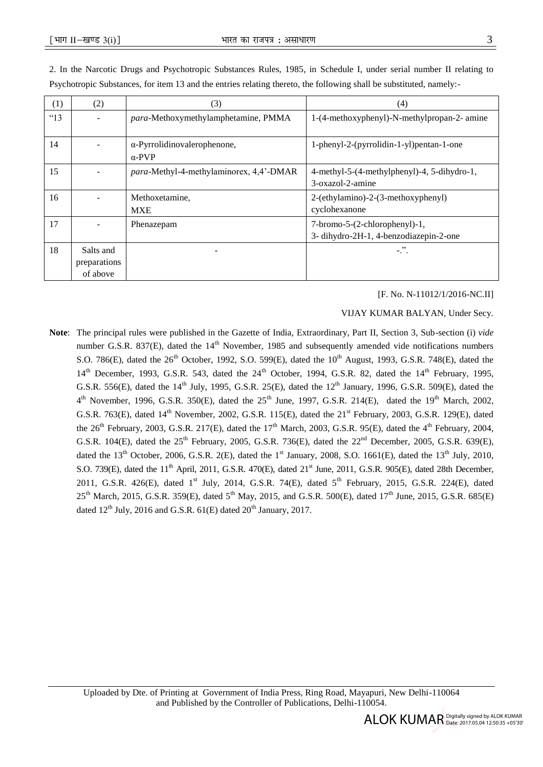2. In the Narcotic Drugs and Psychotropic Substances Rules, 1985, in Schedule I, under serial number II relating to Psychotropic Substances, for item 13 and the entries relating thereto, the following shall be substituted, namely:-

| (1) | (2) | (3) | (4) |
|---|---|---|---|
| "13 | - | *para*-Methoxymethylamphetamine, PMMA | 1-(4-methoxyphenyl)-N-methylpropan-2- amine |
| 14 | - | α-Pyrrolidinovalerophenone, α-PVP | 1-phenyl-2-(pyrrolidin-1-yl)pentan-1-one |
| 15 | - | *para*-Methyl-4-methylaminorex, 4,4'-DMAR | 4-methyl-5-(4-methylphenyl)-4, 5-dihydro-1, 3-oxazol-2-amine |
| 16 | - | Methoxetamine, MXE | 2-(ethylamino)-2-(3-methoxyphenyl) cyclohexanone |
| 17 | - | Phenazepam | 7-bromo-5-(2-chlorophenyl)-1, 3- dihydro-2H-1, 4-benzodiazepin-2-one |
| 18 | Salts and preparations of above | - | -.". |

[F. No. N-11012/1/2016-NC.II]

VIJAY KUMAR BALYAN, Under Secy.

**Note**: The principal rules were published in the Gazette of India, Extraordinary, Part II, Section 3, Sub-section (i) *vide* number G.S.R. 837(E), dated the 14th November, 1985 and subsequently amended vide notifications numbers S.O. 786(E), dated the 26th October, 1992, S.O. 599(E), dated the 10th August, 1993, G.S.R. 748(E), dated the 14th December, 1993, G.S.R. 543, dated the 24th October, 1994, G.S.R. 82, dated the 14th February, 1995, G.S.R. 556(E), dated the 14th July, 1995, G.S.R. 25(E), dated the 12th January, 1996, G.S.R. 509(E), dated the 4th November, 1996, G.S.R. 350(E), dated the 25th June, 1997, G.S.R. 214(E), dated the 19th March, 2002, G.S.R. 763(E), dated 14th November, 2002, G.S.R. 115(E), dated the 21st February, 2003, G.S.R. 129(E), dated the 26th February, 2003, G.S.R. 217(E), dated the 17th March, 2003, G.S.R. 95(E), dated the 4th February, 2004, G.S.R. 104(E), dated the 25th February, 2005, G.S.R. 736(E), dated the 22nd December, 2005, G.S.R. 639(E), dated the 13th October, 2006, G.S.R. 2(E), dated the 1st January, 2008, S.O. 1661(E), dated the 13th July, 2010, S.O. 739(E), dated the 11th April, 2011, G.S.R. 470(E), dated 21st June, 2011, G.S.R. 905(E), dated 28th December, 2011, G.S.R. 426(E), dated 1st July, 2014, G.S.R. 74(E), dated 5th February, 2015, G.S.R. 224(E), dated 25th March, 2015, G.S.R. 359(E), dated 5th May, 2015, and G.S.R. 500(E), dated 17th June, 2015, G.S.R. 685(E) dated 12th July, 2016 and G.S.R. 61(E) dated 20th January, 2017.

Uploaded by Dte. of Printing at Government of India Press, Ring Road, Mayapuri, New Delhi-110064 and Published by the Controller of Publications, Delhi-110054.

ALOK KUMAR Digitally signed by ALOK KUMAR Date: 2017.05.04 12:50:35 +05'30'